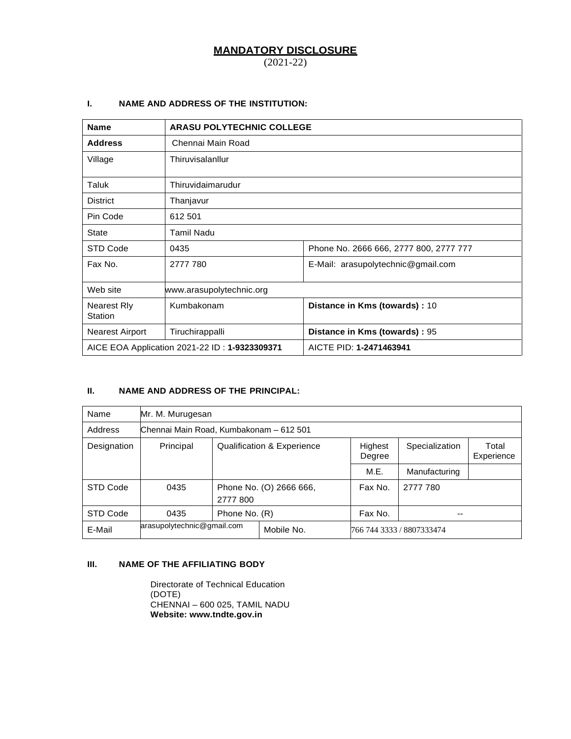# MANDATORY DISCLOSURE

(2021-22)

## I. NAME AND ADDRESS OF THE INSTITUTION:

| **Name** | **ARASU POLYTECHNIC COLLEGE** | |
|---|---|---|
| **Address** | Chennai Main Road | |
| Village | Thiruvisalanllur | |
| Taluk | Thiruvidaimarudur | |
| District | Thanjavur | |
| Pin Code | 612 501 | |
| State | Tamil Nadu | |
| STD Code | 0435 | Phone No. 2666 666, 2777 800, 2777 777 |
| Fax No. | 2777 780 | E-Mail: arasupolytechnic@gmail.com |
| Web site | www.arasupolytechnic.org | |
| Nearest Rly Station | Kumbakonam | **Distance in Kms (towards) :** 10 |
| Nearest Airport | Tiruchirappalli | **Distance in Kms (towards) :** 95 |
| AICE EOA Application 2021-22 ID : **1-9323309371** | | AICTE PID: **1-2471463941** |

## II. NAME AND ADDRESS OF THE PRINCIPAL:

| Name | Mr. M. Murugesan | | | | | |
|---|---|---|---|---|---|---|
| Address | Chennai Main Road, Kumbakonam – 612 501 | | | | | |
| Designation | Principal | Qualification & Experience | | Highest Degree | Specialization | Total Experience |
| | | | | M.E. | Manufacturing | |
| STD Code | 0435 | Phone No. (O) 2666 666, 2777 800 | | Fax No. | 2777 780 | |
| STD Code | 0435 | Phone No. (R) | | Fax No. | -- | |
| E-Mail | arasupolytechnic@gmail.com | | Mobile No. | 766 744 3333 / 8807333474 | | |

## III. NAME OF THE AFFILIATING BODY

Directorate of Technical Education
(DOTE)
CHENNAI – 600 025, TAMIL NADU
**Website: www.tndte.gov.in**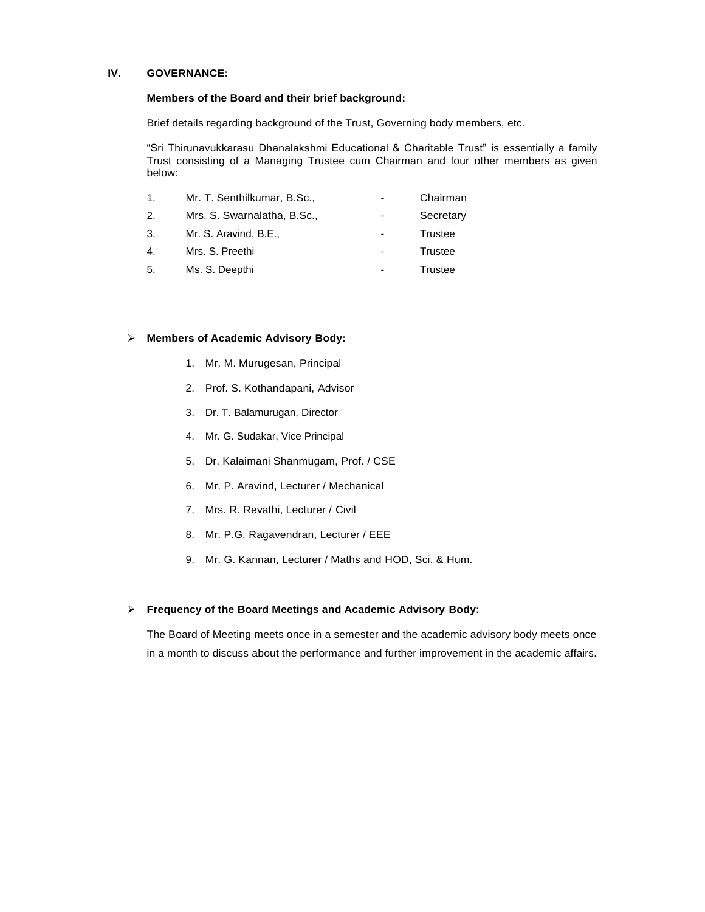## IV. GOVERNANCE:

**Members of the Board and their brief background:**

Brief details regarding background of the Trust, Governing body members, etc.

"Sri Thirunavukkarasu Dhanalakshmi Educational & Charitable Trust" is essentially a family Trust consisting of a Managing Trustee cum Chairman and four other members as given below:

| | | | |
|---|---|---|---|
| 1. | Mr. T. Senthilkumar, B.Sc., | - | Chairman |
| 2. | Mrs. S. Swarnalatha, B.Sc., | - | Secretary |
| 3. | Mr. S. Aravind, B.E., | - | Trustee |
| 4. | Mrs. S. Preethi | - | Trustee |
| 5. | Ms. S. Deepthi | - | Trustee |

- **Members of Academic Advisory Body:**

  1. Mr. M. Murugesan, Principal
  2. Prof. S. Kothandapani, Advisor
  3. Dr. T. Balamurugan, Director
  4. Mr. G. Sudakar, Vice Principal
  5. Dr. Kalaimani Shanmugam, Prof. / CSE
  6. Mr. P. Aravind, Lecturer / Mechanical
  7. Mrs. R. Revathi, Lecturer / Civil
  8. Mr. P.G. Ragavendran, Lecturer / EEE
  9. Mr. G. Kannan, Lecturer / Maths and HOD, Sci. & Hum.

- **Frequency of the Board Meetings and Academic Advisory Body:**

  The Board of Meeting meets once in a semester and the academic advisory body meets once in a month to discuss about the performance and further improvement in the academic affairs.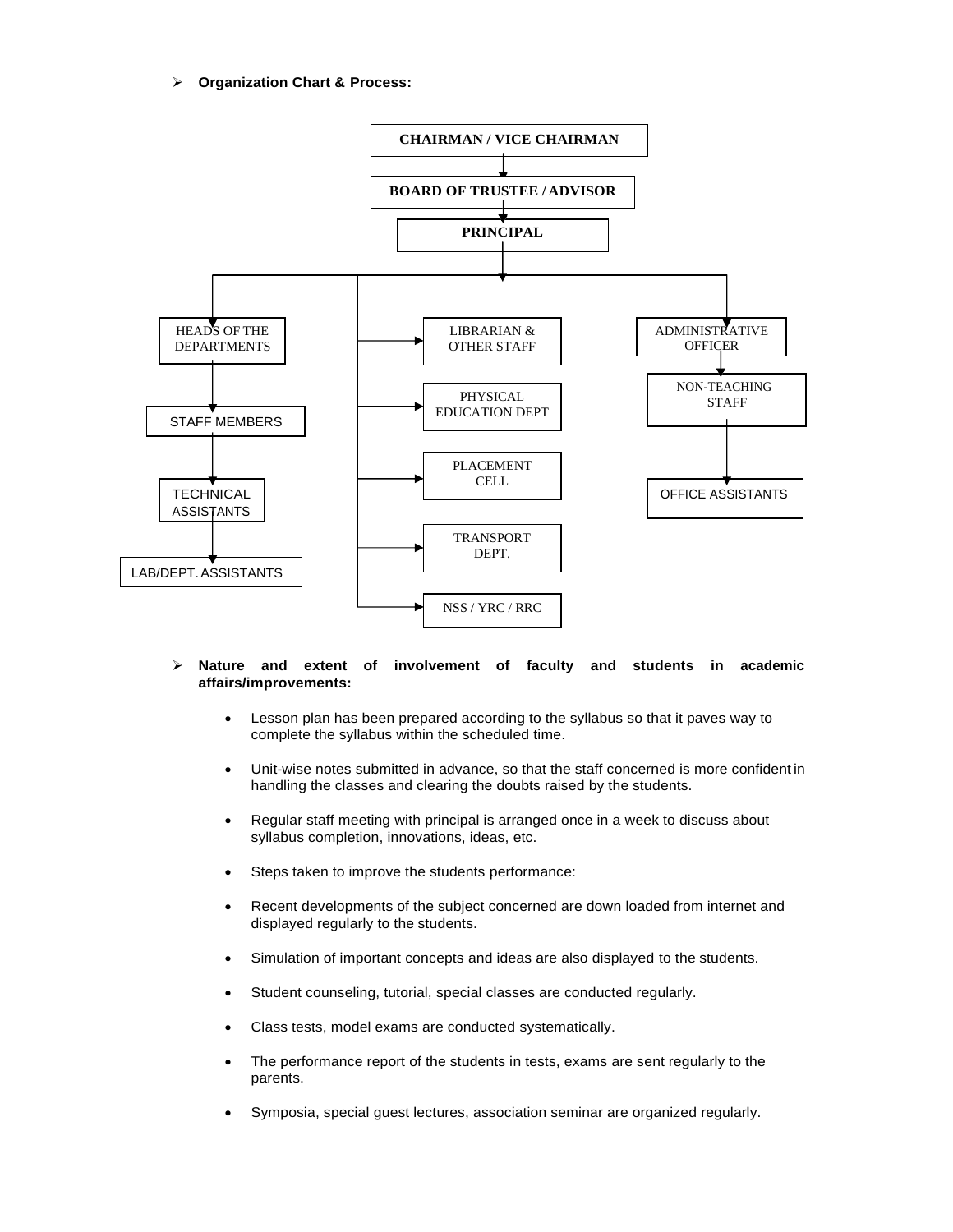- **Organization Chart & Process:**

CHAIRMAN / VICE CHAIRMAN
↓
BOARD OF TRUSTEE / ADVISOR
↓
PRINCIPAL
↓

- HEADS OF THE DEPARTMENTS
  - STAFF MEMBERS
    - TECHNICAL ASSISTANTS
      - LAB/DEPT. ASSISTANTS
- LIBRARIAN & OTHER STAFF
- PHYSICAL EDUCATION DEPT
- PLACEMENT CELL
- TRANSPORT DEPT.
- NSS / YRC / RRC
- ADMINISTRATIVE OFFICER
  - NON-TEACHING STAFF
    - OFFICE ASSISTANTS

- **Nature and extent of involvement of faculty and students in academic affairs/improvements:**

  - Lesson plan has been prepared according to the syllabus so that it paves way to complete the syllabus within the scheduled time.
  - Unit-wise notes submitted in advance, so that the staff concerned is more confident in handling the classes and clearing the doubts raised by the students.
  - Regular staff meeting with principal is arranged once in a week to discuss about syllabus completion, innovations, ideas, etc.
  - Steps taken to improve the students performance:
  - Recent developments of the subject concerned are down loaded from internet and displayed regularly to the students.
  - Simulation of important concepts and ideas are also displayed to the students.
  - Student counseling, tutorial, special classes are conducted regularly.
  - Class tests, model exams are conducted systematically.
  - The performance report of the students in tests, exams are sent regularly to the parents.
  - Symposia, special guest lectures, association seminar are organized regularly.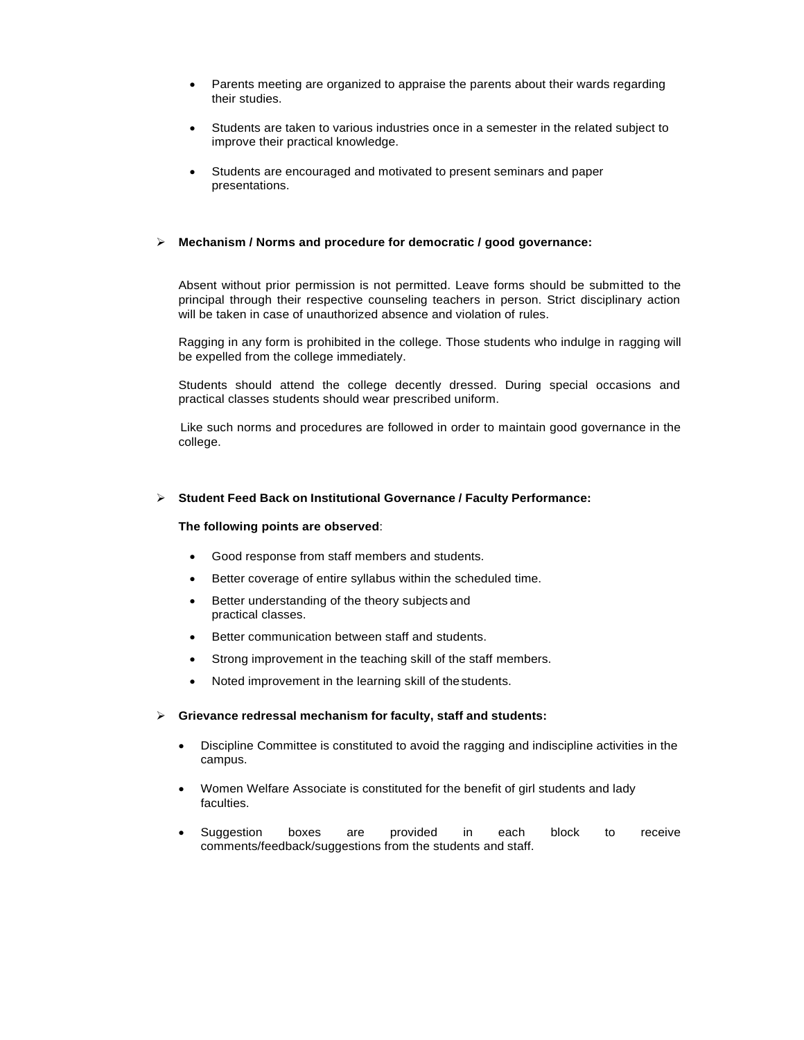- Parents meeting are organized to appraise the parents about their wards regarding their studies.
- Students are taken to various industries once in a semester in the related subject to improve their practical knowledge.
- Students are encouraged and motivated to present seminars and paper presentations.

- **Mechanism / Norms and procedure for democratic / good governance:**

Absent without prior permission is not permitted. Leave forms should be submitted to the principal through their respective counseling teachers in person. Strict disciplinary action will be taken in case of unauthorized absence and violation of rules.

Ragging in any form is prohibited in the college. Those students who indulge in ragging will be expelled from the college immediately.

Students should attend the college decently dressed. During special occasions and practical classes students should wear prescribed uniform.

Like such norms and procedures are followed in order to maintain good governance in the college.

- **Student Feed Back on Institutional Governance / Faculty Performance:**

**The following points are observed**:

- Good response from staff members and students.
- Better coverage of entire syllabus within the scheduled time.
- Better understanding of the theory subjects and practical classes.
- Better communication between staff and students.
- Strong improvement in the teaching skill of the staff members.
- Noted improvement in the learning skill of the students.

- **Grievance redressal mechanism for faculty, staff and students:**

- Discipline Committee is constituted to avoid the ragging and indiscipline activities in the campus.
- Women Welfare Associate is constituted for the benefit of girl students and lady faculties.
- Suggestion boxes are provided in each block to receive comments/feedback/suggestions from the students and staff.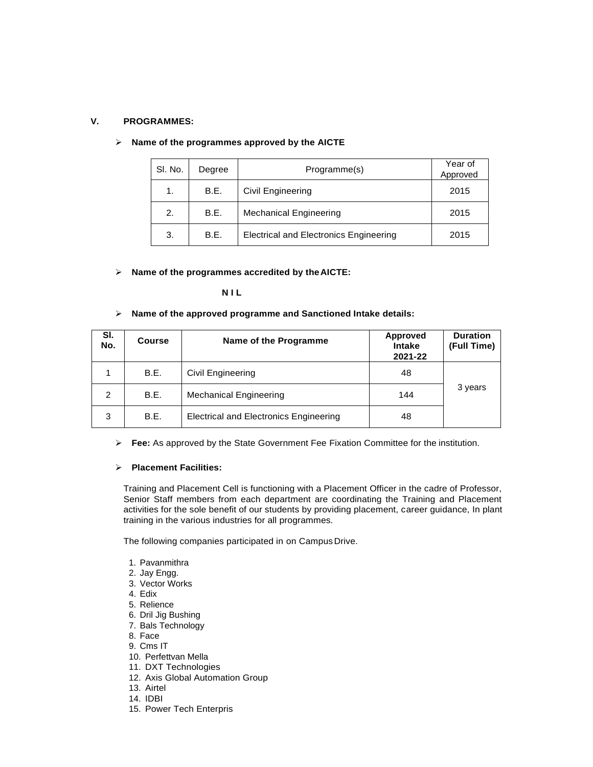## V. PROGRAMMES:

- **Name of the programmes approved by the AICTE**

| Sl. No. | Degree | Programme(s) | Year of Approved |
|---|---|---|---|
| 1. | B.E. | Civil Engineering | 2015 |
| 2. | B.E. | Mechanical Engineering | 2015 |
| 3. | B.E. | Electrical and Electronics Engineering | 2015 |

- **Name of the programmes accredited by the AICTE:**

  **N I L**

- **Name of the approved programme and Sanctioned Intake details:**

| Sl. No. | Course | Name of the Programme | Approved Intake 2021-22 | Duration (Full Time) |
|---|---|---|---|---|
| 1 | B.E. | Civil Engineering | 48 | 3 years |
| 2 | B.E. | Mechanical Engineering | 144 | |
| 3 | B.E. | Electrical and Electronics Engineering | 48 | |

- **Fee:** As approved by the State Government Fee Fixation Committee for the institution.

- **Placement Facilities:**

Training and Placement Cell is functioning with a Placement Officer in the cadre of Professor, Senior Staff members from each department are coordinating the Training and Placement activities for the sole benefit of our students by providing placement, career guidance, In plant training in the various industries for all programmes.

The following companies participated in on Campus Drive.

1. Pavanmithra
2. Jay Engg.
3. Vector Works
4. Edix
5. Relience
6. Dril Jig Bushing
7. Bals Technology
8. Face
9. Cms IT
10. Perfettvan Mella
11. DXT Technologies
12. Axis Global Automation Group
13. Airtel
14. IDBI
15. Power Tech Enterpris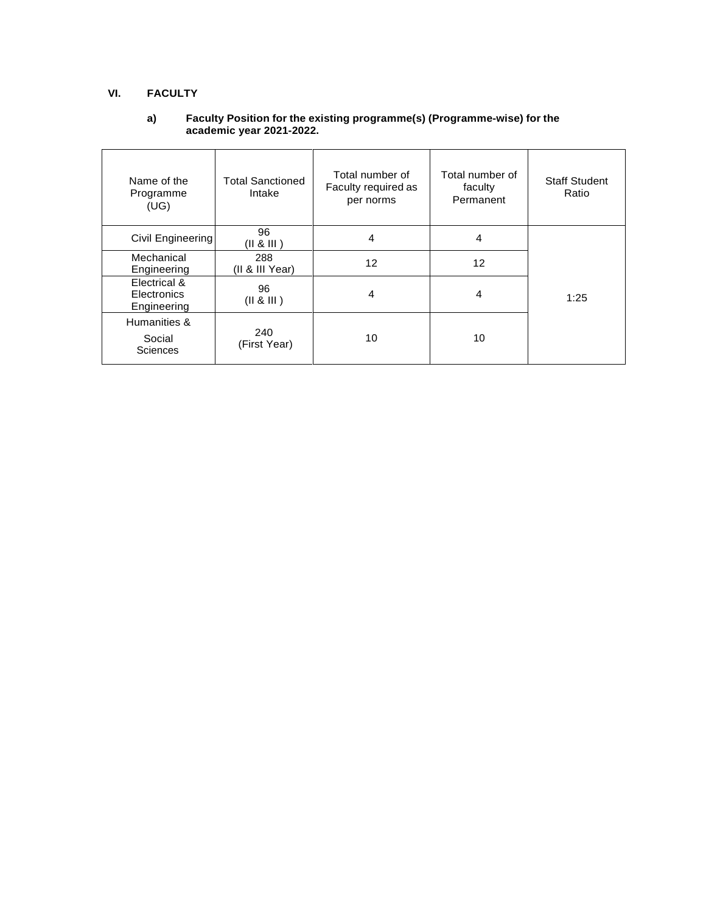## VI. FACULTY

### a) Faculty Position for the existing programme(s) (Programme-wise) for the academic year 2021-2022.

| Name of the Programme (UG) | Total Sanctioned Intake | Total number of Faculty required as per norms | Total number of faculty Permanent | Staff Student Ratio |
|---|---|---|---|---|
| Civil Engineering | 96 (II & III ) | 4 | 4 | 1:25 |
| Mechanical Engineering | 288 (II & III Year) | 12 | 12 | |
| Electrical & Electronics Engineering | 96 (II & III ) | 4 | 4 | |
| Humanities & Social Sciences | 240 (First Year) | 10 | 10 | |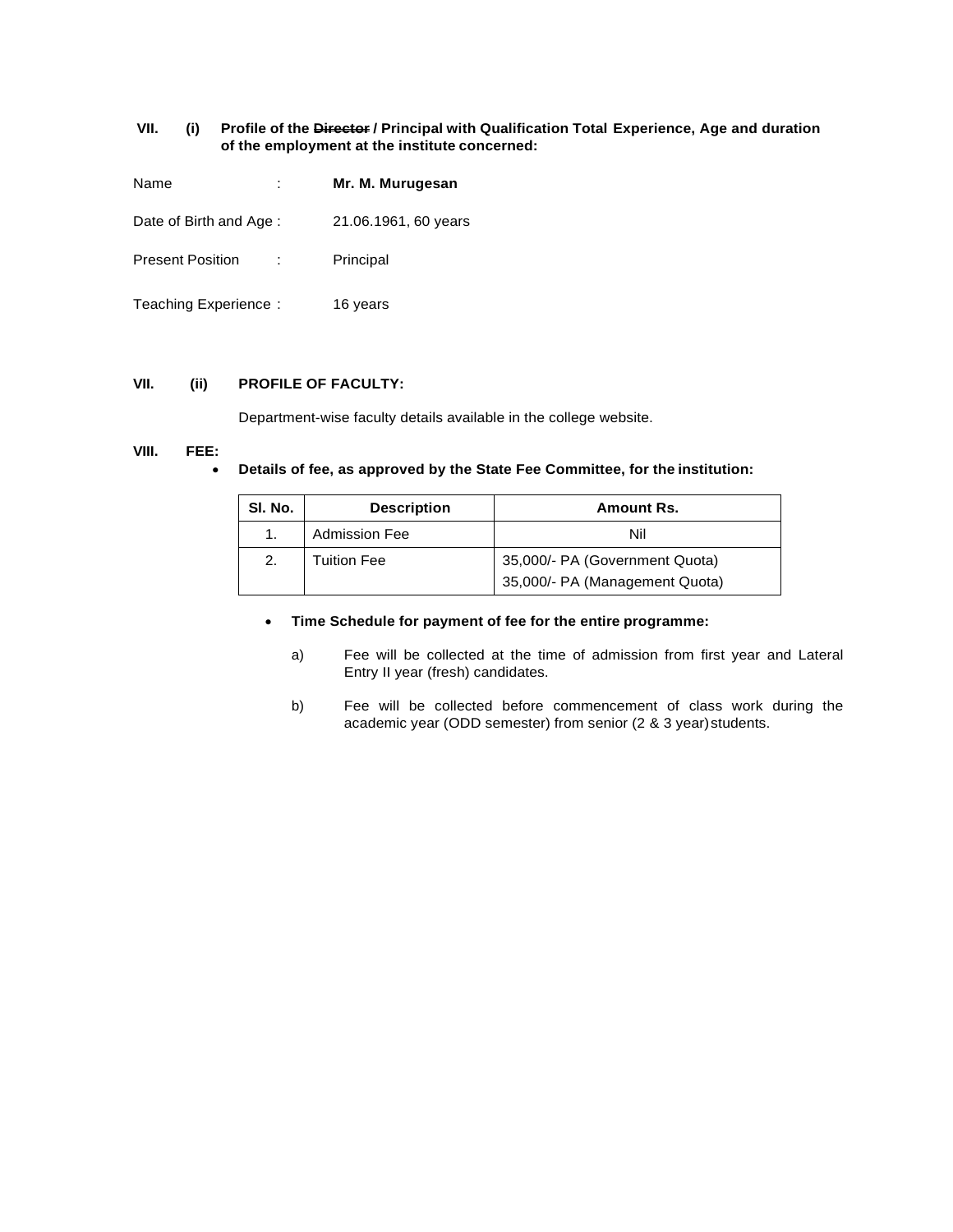**VII. (i) Profile of the ~~Director~~ / Principal with Qualification Total Experience, Age and duration of the employment at the institute concerned:**

Name : **Mr. M. Murugesan**

Date of Birth and Age : 21.06.1961, 60 years

Present Position : Principal

Teaching Experience : 16 years

**VII. (ii) PROFILE OF FACULTY:**

Department-wise faculty details available in the college website.

**VIII. FEE:**

- **Details of fee, as approved by the State Fee Committee, for the institution:**

| Sl. No. | Description | Amount Rs. |
|---|---|---|
| 1. | Admission Fee | Nil |
| 2. | Tuition Fee | 35,000/- PA (Government Quota)<br>35,000/- PA (Management Quota) |

- **Time Schedule for payment of fee for the entire programme:**

  a) Fee will be collected at the time of admission from first year and Lateral Entry II year (fresh) candidates.

  b) Fee will be collected before commencement of class work during the academic year (ODD semester) from senior (2 & 3 year) students.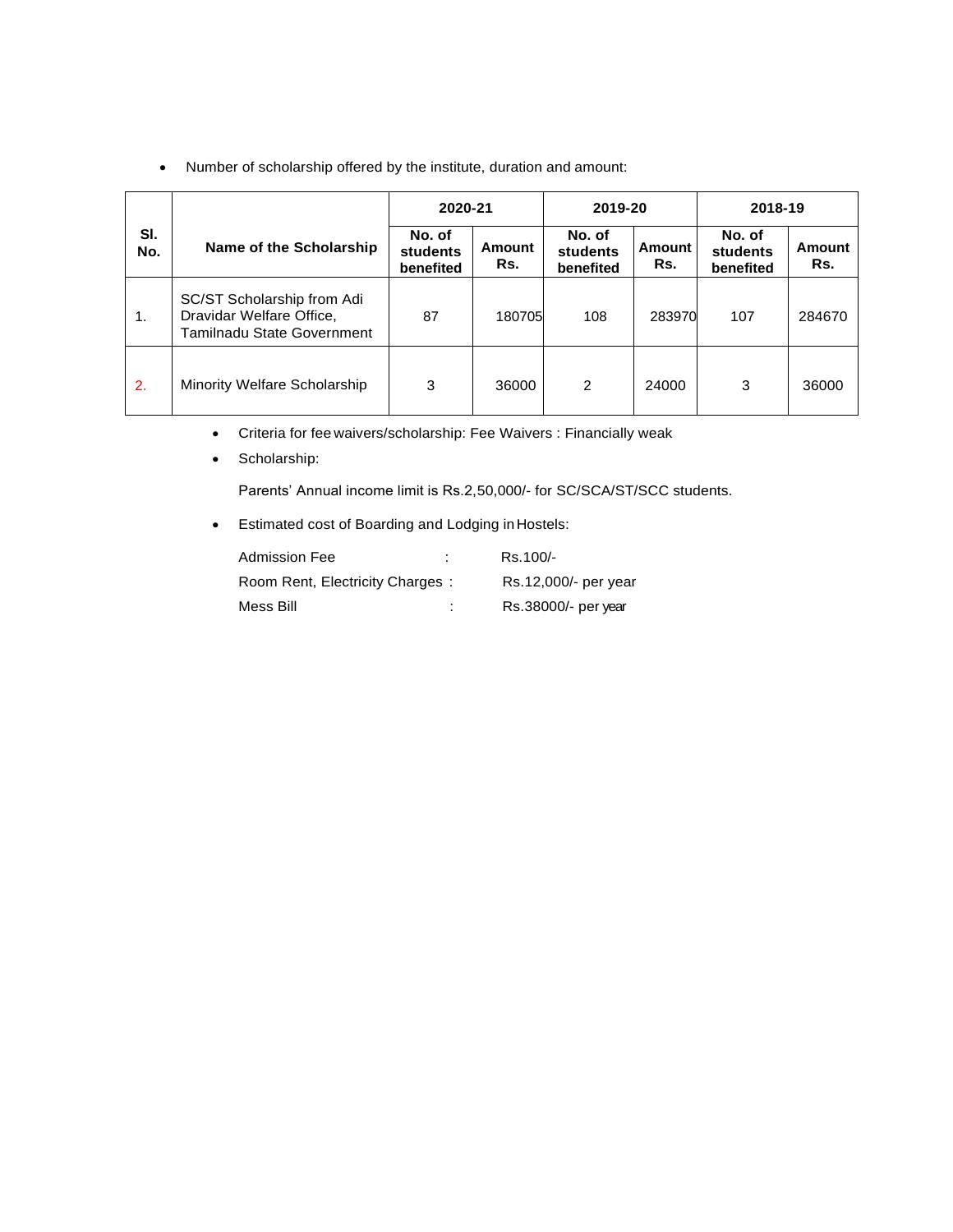- Number of scholarship offered by the institute, duration and amount:

| Sl. No. | Name of the Scholarship | 2020-21 | | 2019-20 | | 2018-19 | |
|---|---|---|---|---|---|---|---|
| | | No. of students benefited | Amount Rs. | No. of students benefited | Amount Rs. | No. of students benefited | Amount Rs. |
| 1. | SC/ST Scholarship from Adi Dravidar Welfare Office, Tamilnadu State Government | 87 | 180705 | 108 | 283970 | 107 | 284670 |
| 2. | Minority Welfare Scholarship | 3 | 36000 | 2 | 24000 | 3 | 36000 |

- Criteria for fee waivers/scholarship: Fee Waivers : Financially weak
- Scholarship:

  Parents' Annual income limit is Rs.2,50,000/- for SC/SCA/ST/SCC students.

- Estimated cost of Boarding and Lodging in Hostels:

  Admission Fee : Rs.100/-
  Room Rent, Electricity Charges : Rs.12,000/- per year
  Mess Bill : Rs.38000/- per year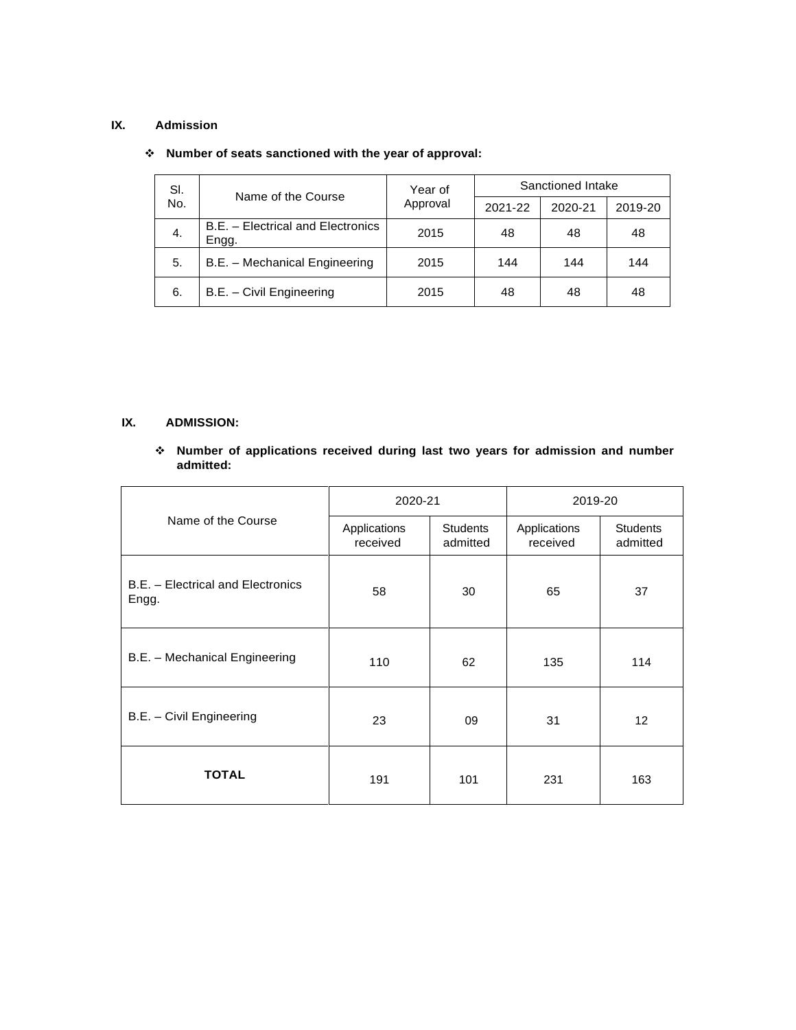## IX. Admission

- **Number of seats sanctioned with the year of approval:**

| Sl. No. | Name of the Course | Year of Approval | Sanctioned Intake | | |
|---|---|---|---|---|---|
| | | | 2021-22 | 2020-21 | 2019-20 |
| 4. | B.E. – Electrical and Electronics Engg. | 2015 | 48 | 48 | 48 |
| 5. | B.E. – Mechanical Engineering | 2015 | 144 | 144 | 144 |
| 6. | B.E. – Civil Engineering | 2015 | 48 | 48 | 48 |

## IX. ADMISSION:

- **Number of applications received during last two years for admission and number admitted:**

| Name of the Course | 2020-21 | | 2019-20 | |
|---|---|---|---|---|
| | Applications received | Students admitted | Applications received | Students admitted |
| B.E. – Electrical and Electronics Engg. | 58 | 30 | 65 | 37 |
| B.E. – Mechanical Engineering | 110 | 62 | 135 | 114 |
| B.E. – Civil Engineering | 23 | 09 | 31 | 12 |
| **TOTAL** | 191 | 101 | 231 | 163 |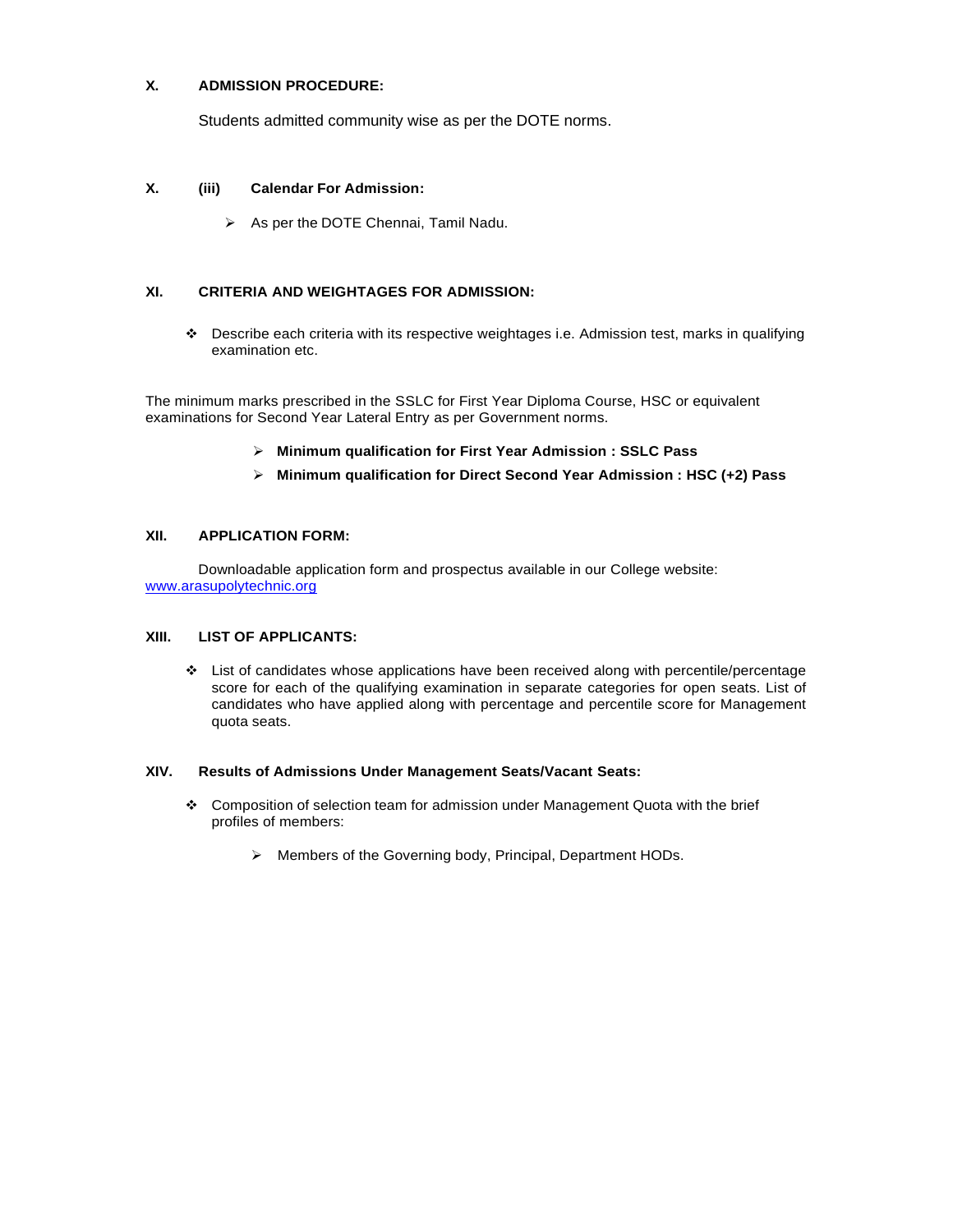## X. ADMISSION PROCEDURE:

Students admitted community wise as per the DOTE norms.

## X. (iii) Calendar For Admission:

- As per the DOTE Chennai, Tamil Nadu.

## XI. CRITERIA AND WEIGHTAGES FOR ADMISSION:

- Describe each criteria with its respective weightages i.e. Admission test, marks in qualifying examination etc.

The minimum marks prescribed in the SSLC for First Year Diploma Course, HSC or equivalent examinations for Second Year Lateral Entry as per Government norms.

- **Minimum qualification for First Year Admission : SSLC Pass**
- **Minimum qualification for Direct Second Year Admission : HSC (+2) Pass**

## XII. APPLICATION FORM:

Downloadable application form and prospectus available in our College website: www.arasupolytechnic.org

## XIII. LIST OF APPLICANTS:

- List of candidates whose applications have been received along with percentile/percentage score for each of the qualifying examination in separate categories for open seats. List of candidates who have applied along with percentage and percentile score for Management quota seats.

## XIV. Results of Admissions Under Management Seats/Vacant Seats:

- Composition of selection team for admission under Management Quota with the brief profiles of members:
  - Members of the Governing body, Principal, Department HODs.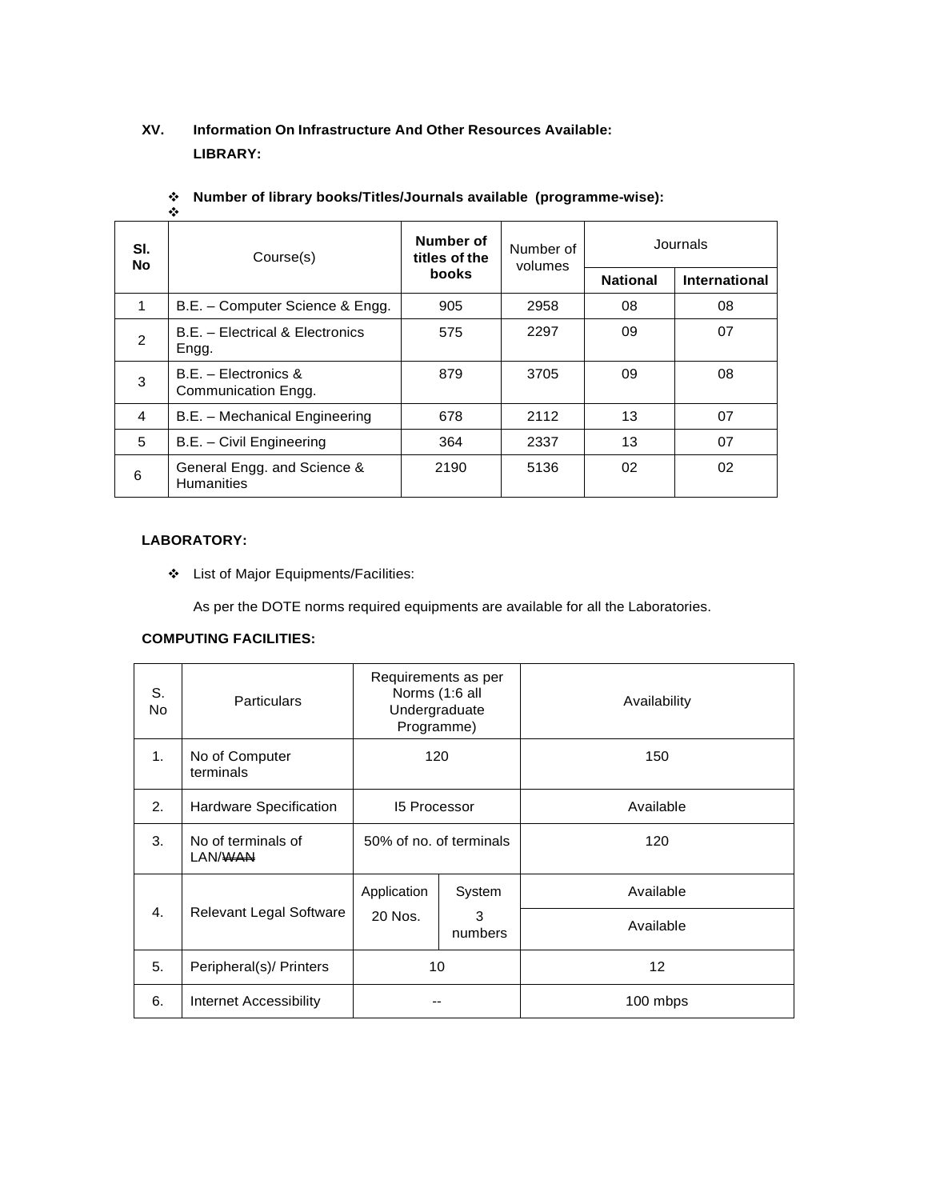## XV. Information On Infrastructure And Other Resources Available:

**LIBRARY:**

- **Number of library books/Titles/Journals available (programme-wise):**

| Sl. No | Course(s) | Number of titles of the books | Number of volumes | Journals | |
|---|---|---|---|---|---|
| | | | | **National** | **International** |
| 1 | B.E. – Computer Science & Engg. | 905 | 2958 | 08 | 08 |
| 2 | B.E. – Electrical & Electronics Engg. | 575 | 2297 | 09 | 07 |
| 3 | B.E. – Electronics & Communication Engg. | 879 | 3705 | 09 | 08 |
| 4 | B.E. – Mechanical Engineering | 678 | 2112 | 13 | 07 |
| 5 | B.E. – Civil Engineering | 364 | 2337 | 13 | 07 |
| 6 | General Engg. and Science & Humanities | 2190 | 5136 | 02 | 02 |

**LABORATORY:**

- List of Major Equipments/Facilities:

  As per the DOTE norms required equipments are available for all the Laboratories.

**COMPUTING FACILITIES:**

| S. No | Particulars | Requirements as per Norms (1:6 all Undergraduate Programme) | | Availability |
|---|---|---|---|---|
| 1. | No of Computer terminals | 120 | | 150 |
| 2. | Hardware Specification | I5 Processor | | Available |
| 3. | No of terminals of LAN/~~WAN~~ | 50% of no. of terminals | | 120 |
| 4. | Relevant Legal Software | Application | System | Available |
| | | 20 Nos. | 3 numbers | Available |
| 5. | Peripheral(s)/ Printers | 10 | | 12 |
| 6. | Internet Accessibility | -- | | 100 mbps |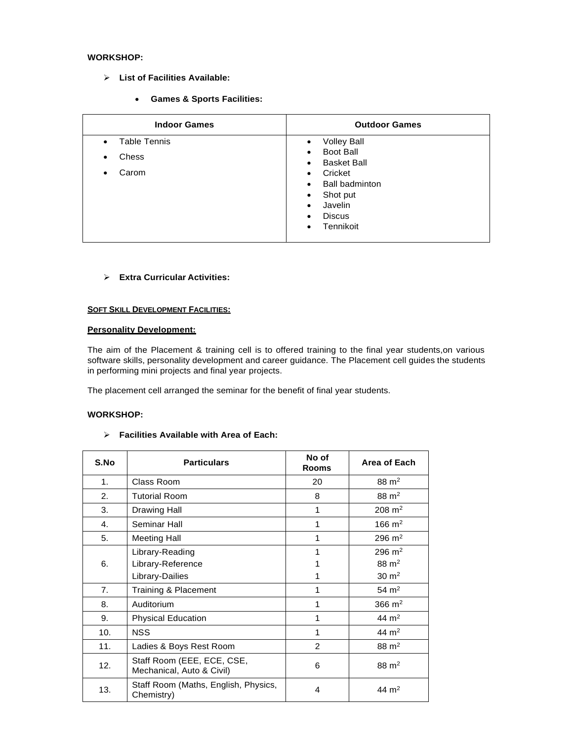**WORKSHOP:**

- **List of Facilities Available:**

  - **Games & Sports Facilities:**

| Indoor Games | Outdoor Games |
|---|---|
| • Table Tennis<br>• Chess<br>• Carom | • Volley Ball<br>• Boot Ball<br>• Basket Ball<br>• Cricket<br>• Ball badminton<br>• Shot put<br>• Javelin<br>• Discus<br>• Tennikoit |

- **Extra Curricular Activities:**

**SOFT SKILL DEVELOPMENT FACILITIES:**

**Personality Development:**

The aim of the Placement & training cell is to offered training to the final year students,on various software skills, personality development and career guidance. The Placement cell guides the students in performing mini projects and final year projects.

The placement cell arranged the seminar for the benefit of final year students.

**WORKSHOP:**

- **Facilities Available with Area of Each:**

| S.No | Particulars | No of Rooms | Area of Each |
|---|---|---|---|
| 1. | Class Room | 20 | 88 $m^2$ |
| 2. | Tutorial Room | 8 | 88 $m^2$ |
| 3. | Drawing Hall | 1 | 208 $m^2$ |
| 4. | Seminar Hall | 1 | 166 $m^2$ |
| 5. | Meeting Hall | 1 | 296 $m^2$ |
| 6. | Library-Reading<br>Library-Reference<br>Library-Dailies | 1<br>1<br>1 | 296 $m^2$<br>88 $m^2$<br>30 $m^2$ |
| 7. | Training & Placement | 1 | 54 $m^2$ |
| 8. | Auditorium | 1 | 366 $m^2$ |
| 9. | Physical Education | 1 | 44 $m^2$ |
| 10. | NSS | 1 | 44 $m^2$ |
| 11. | Ladies & Boys Rest Room | 2 | 88 $m^2$ |
| 12. | Staff Room (EEE, ECE, CSE, Mechanical, Auto & Civil) | 6 | 88 $m^2$ |
| 13. | Staff Room (Maths, English, Physics, Chemistry) | 4 | 44 $m^2$ |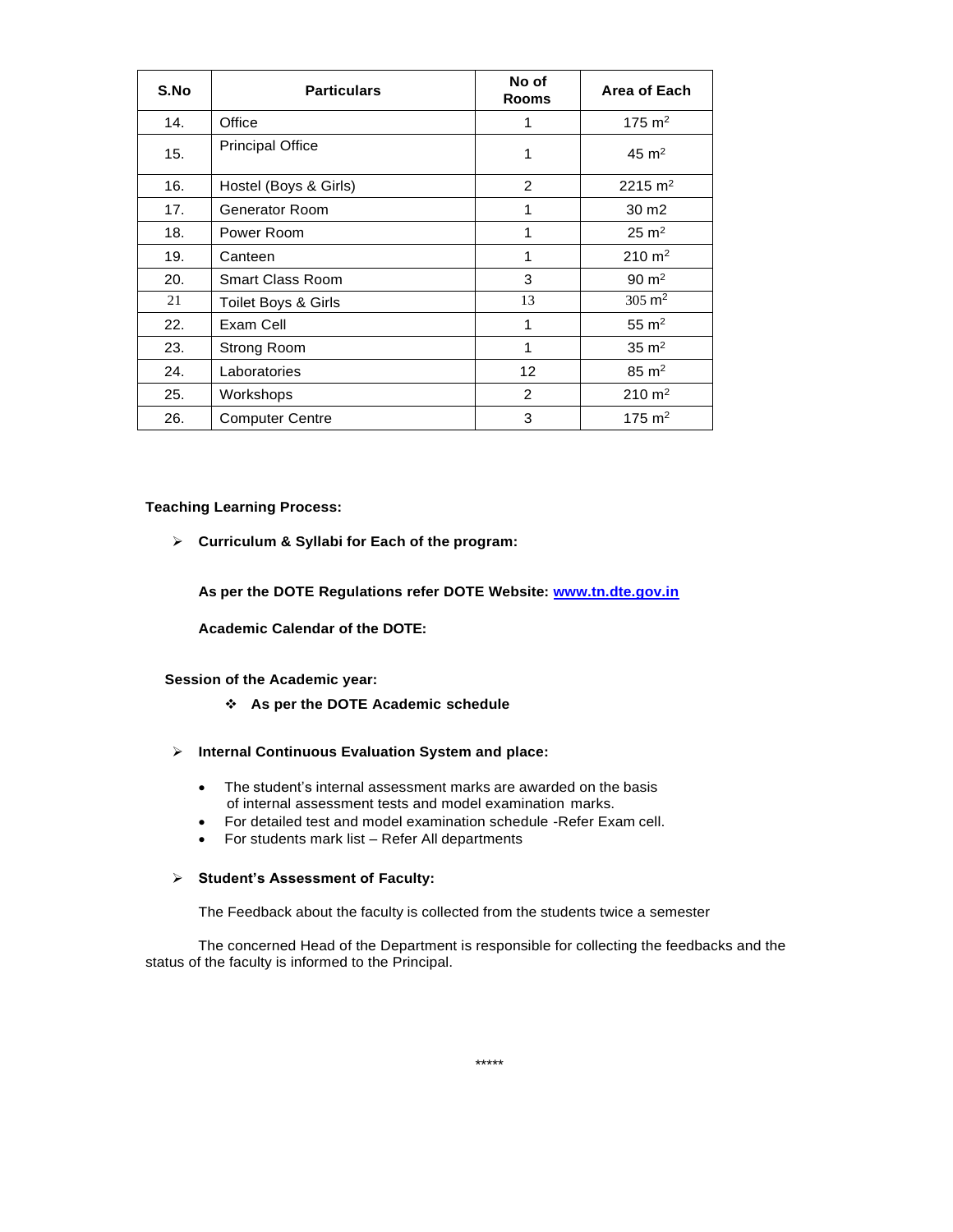| S.No | Particulars | No of Rooms | Area of Each |
|---|---|---|---|
| 14. | Office | 1 | 175 $m^2$ |
| 15. | Principal Office | 1 | 45 $m^2$ |
| 16. | Hostel (Boys & Girls) | 2 | 2215 $m^2$ |
| 17. | Generator Room | 1 | 30 m2 |
| 18. | Power Room | 1 | 25 $m^2$ |
| 19. | Canteen | 1 | 210 $m^2$ |
| 20. | Smart Class Room | 3 | 90 $m^2$ |
| 21 | Toilet Boys & Girls | 13 | 305 $m^2$ |
| 22. | Exam Cell | 1 | 55 $m^2$ |
| 23. | Strong Room | 1 | 35 $m^2$ |
| 24. | Laboratories | 12 | 85 $m^2$ |
| 25. | Workshops | 2 | 210 $m^2$ |
| 26. | Computer Centre | 3 | 175 $m^2$ |

**Teaching Learning Process:**

- **Curriculum & Syllabi for Each of the program:**

  **As per the DOTE Regulations refer DOTE Website: [www.tn.dte.gov.in](http://www.tn.dte.gov.in)**

  **Academic Calendar of the DOTE:**

**Session of the Academic year:**

- **As per the DOTE Academic schedule**

- **Internal Continuous Evaluation System and place:**

  - The student's internal assessment marks are awarded on the basis of internal assessment tests and model examination marks.
  - For detailed test and model examination schedule -Refer Exam cell.
  - For students mark list – Refer All departments

- **Student's Assessment of Faculty:**

  The Feedback about the faculty is collected from the students twice a semester

  The concerned Head of the Department is responsible for collecting the feedbacks and the status of the faculty is informed to the Principal.

*****